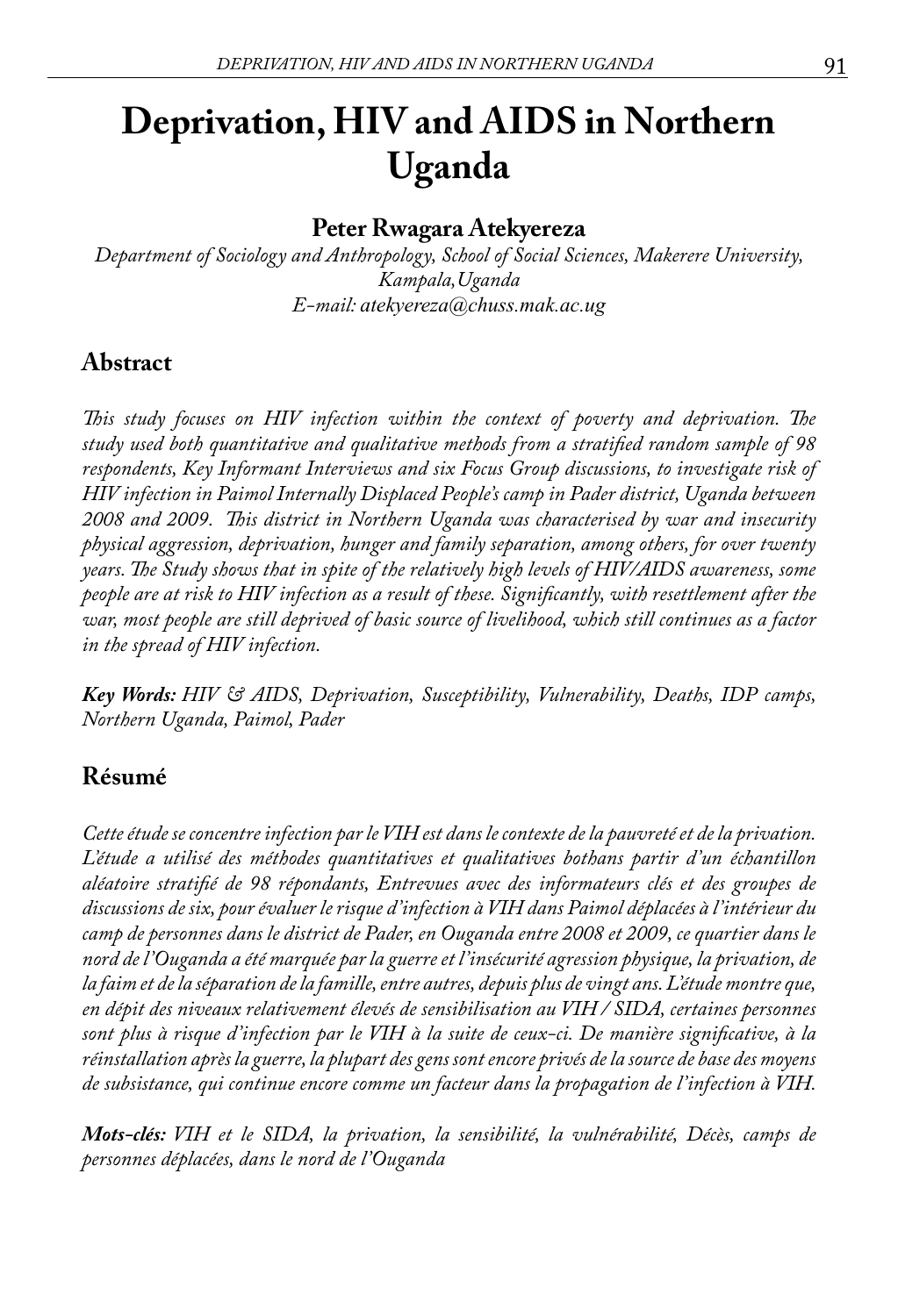# Deprivation, HIV and AIDS in Northern Uganda

**Peter Rwagara Atekyereza**

*Department of Sociology and Anthropology, School of Social Sciences, Makerere University, Kampala, Uganda*
*E-mail: atekyereza@chuss.mak.ac.ug*

## Abstract

*This study focuses on HIV infection within the context of poverty and deprivation. The study used both quantitative and qualitative methods from a stratified random sample of 98 respondents, Key Informant Interviews and six Focus Group discussions, to investigate risk of HIV infection in Paimol Internally Displaced People's camp in Pader district, Uganda between 2008 and 2009. This district in Northern Uganda was characterised by war and insecurity physical aggression, deprivation, hunger and family separation, among others, for over twenty years. The Study shows that in spite of the relatively high levels of HIV/AIDS awareness, some people are at risk to HIV infection as a result of these. Significantly, with resettlement after the war, most people are still deprived of basic source of livelihood, which still continues as a factor in the spread of HIV infection.*

***Key Words:*** *HIV & AIDS, Deprivation, Susceptibility, Vulnerability, Deaths, IDP camps, Northern Uganda, Paimol, Pader*

## Résumé

*Cette étude se concentre infection par le VIH est dans le contexte de la pauvreté et de la privation. L'étude a utilisé des méthodes quantitatives et qualitatives bothans partir d'un échantillon aléatoire stratifié de 98 répondants, Entrevues avec des informateurs clés et des groupes de discussions de six, pour évaluer le risque d'infection à VIH dans Paimol déplacées à l'intérieur du camp de personnes dans le district de Pader, en Ouganda entre 2008 et 2009, ce quartier dans le nord de l'Ouganda a été marquée par la guerre et l'insécurité agression physique, la privation, de la faim et de la séparation de la famille, entre autres, depuis plus de vingt ans. L'étude montre que, en dépit des niveaux relativement élevés de sensibilisation au VIH / SIDA, certaines personnes sont plus à risque d'infection par le VIH à la suite de ceux-ci. De manière significative, à la réinstallation après la guerre, la plupart des gens sont encore privés de la source de base des moyens de subsistance, qui continue encore comme un facteur dans la propagation de l'infection à VIH.*

***Mots-clés:*** *VIH et le SIDA, la privation, la sensibilité, la vulnérabilité, Décès, camps de personnes déplacées, dans le nord de l'Ouganda*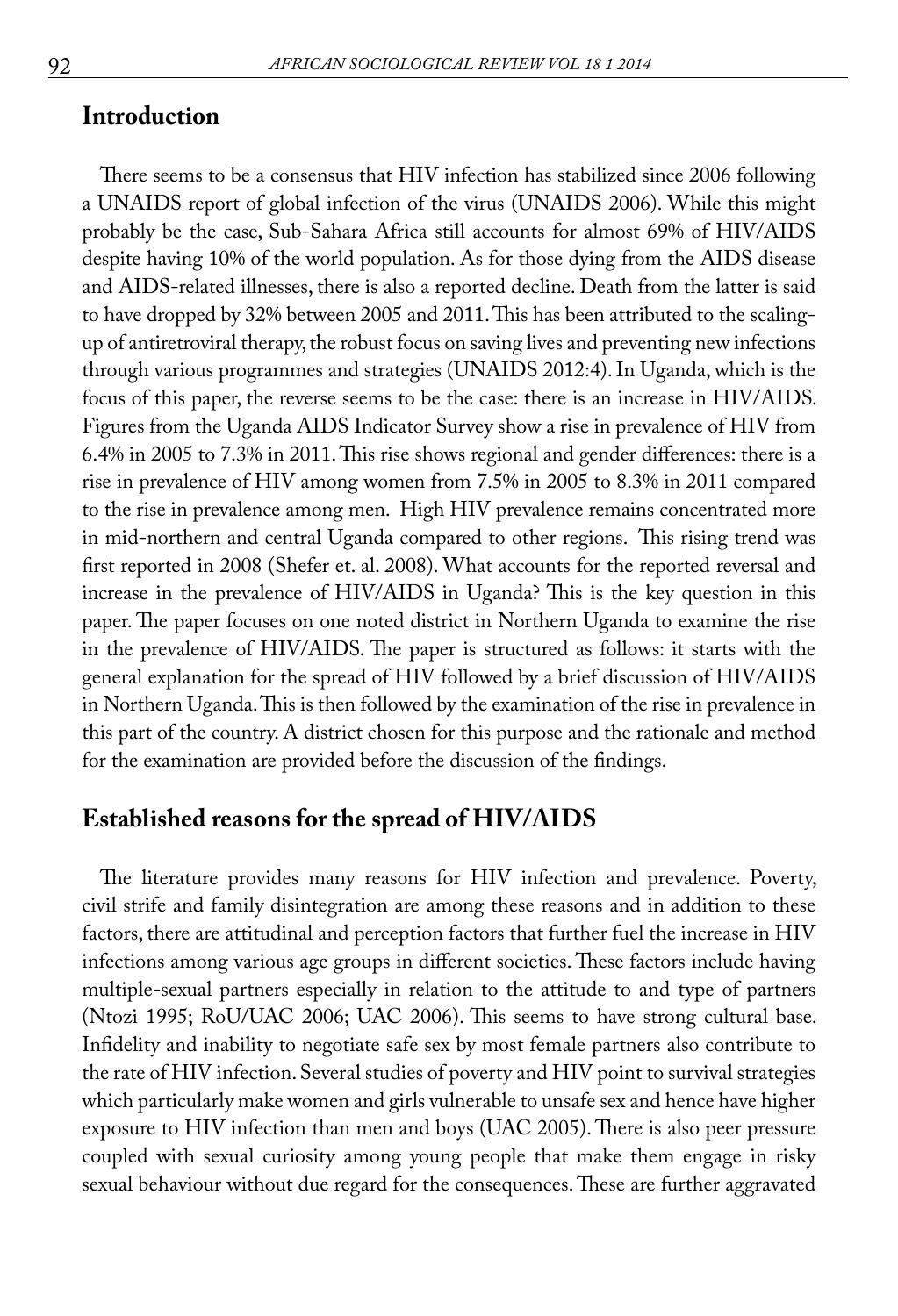## Introduction

There seems to be a consensus that HIV infection has stabilized since 2006 following a UNAIDS report of global infection of the virus (UNAIDS 2006). While this might probably be the case, Sub-Sahara Africa still accounts for almost 69% of HIV/AIDS despite having 10% of the world population. As for those dying from the AIDS disease and AIDS-related illnesses, there is also a reported decline. Death from the latter is said to have dropped by 32% between 2005 and 2011. This has been attributed to the scaling-up of antiretroviral therapy, the robust focus on saving lives and preventing new infections through various programmes and strategies (UNAIDS 2012:4). In Uganda, which is the focus of this paper, the reverse seems to be the case: there is an increase in HIV/AIDS. Figures from the Uganda AIDS Indicator Survey show a rise in prevalence of HIV from 6.4% in 2005 to 7.3% in 2011. This rise shows regional and gender differences: there is a rise in prevalence of HIV among women from 7.5% in 2005 to 8.3% in 2011 compared to the rise in prevalence among men. High HIV prevalence remains concentrated more in mid-northern and central Uganda compared to other regions. This rising trend was first reported in 2008 (Shefer et. al. 2008). What accounts for the reported reversal and increase in the prevalence of HIV/AIDS in Uganda? This is the key question in this paper. The paper focuses on one noted district in Northern Uganda to examine the rise in the prevalence of HIV/AIDS. The paper is structured as follows: it starts with the general explanation for the spread of HIV followed by a brief discussion of HIV/AIDS in Northern Uganda. This is then followed by the examination of the rise in prevalence in this part of the country. A district chosen for this purpose and the rationale and method for the examination are provided before the discussion of the findings.

## Established reasons for the spread of HIV/AIDS

The literature provides many reasons for HIV infection and prevalence. Poverty, civil strife and family disintegration are among these reasons and in addition to these factors, there are attitudinal and perception factors that further fuel the increase in HIV infections among various age groups in different societies. These factors include having multiple-sexual partners especially in relation to the attitude to and type of partners (Ntozi 1995; RoU/UAC 2006; UAC 2006). This seems to have strong cultural base. Infidelity and inability to negotiate safe sex by most female partners also contribute to the rate of HIV infection. Several studies of poverty and HIV point to survival strategies which particularly make women and girls vulnerable to unsafe sex and hence have higher exposure to HIV infection than men and boys (UAC 2005). There is also peer pressure coupled with sexual curiosity among young people that make them engage in risky sexual behaviour without due regard for the consequences. These are further aggravated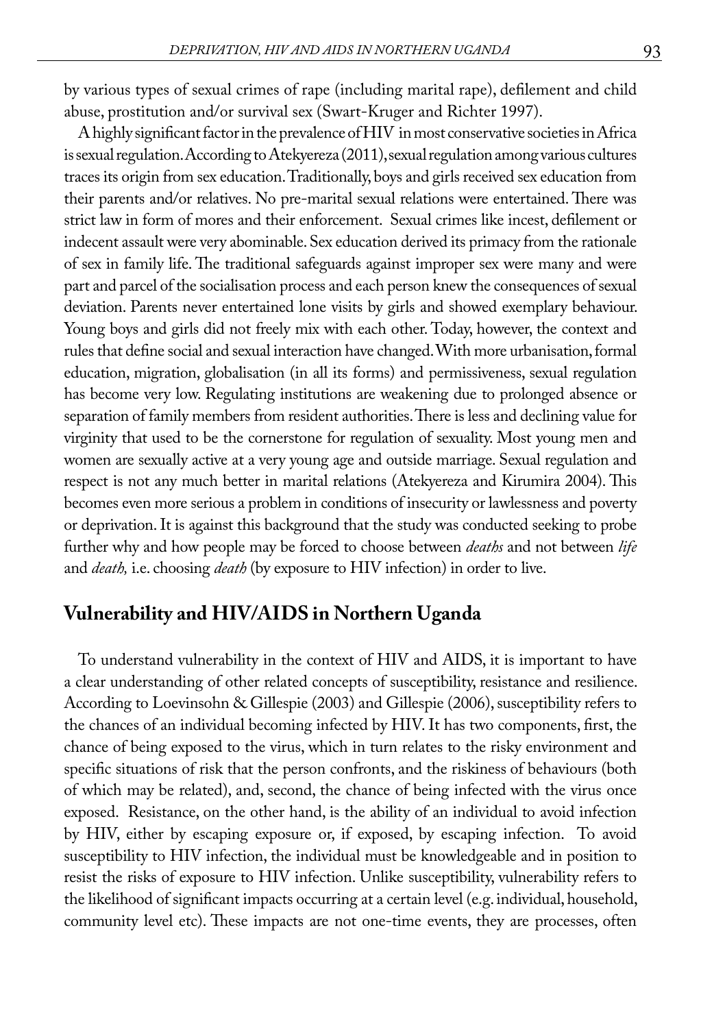by various types of sexual crimes of rape (including marital rape), defilement and child abuse, prostitution and/or survival sex (Swart-Kruger and Richter 1997).

A highly significant factor in the prevalence of HIV in most conservative societies in Africa is sexual regulation. According to Atekyereza (2011), sexual regulation among various cultures traces its origin from sex education. Traditionally, boys and girls received sex education from their parents and/or relatives. No pre-marital sexual relations were entertained. There was strict law in form of mores and their enforcement. Sexual crimes like incest, defilement or indecent assault were very abominable. Sex education derived its primacy from the rationale of sex in family life. The traditional safeguards against improper sex were many and were part and parcel of the socialisation process and each person knew the consequences of sexual deviation. Parents never entertained lone visits by girls and showed exemplary behaviour. Young boys and girls did not freely mix with each other. Today, however, the context and rules that define social and sexual interaction have changed. With more urbanisation, formal education, migration, globalisation (in all its forms) and permissiveness, sexual regulation has become very low. Regulating institutions are weakening due to prolonged absence or separation of family members from resident authorities. There is less and declining value for virginity that used to be the cornerstone for regulation of sexuality. Most young men and women are sexually active at a very young age and outside marriage. Sexual regulation and respect is not any much better in marital relations (Atekyereza and Kirumira 2004). This becomes even more serious a problem in conditions of insecurity or lawlessness and poverty or deprivation. It is against this background that the study was conducted seeking to probe further why and how people may be forced to choose between *deaths* and not between *life* and *death,* i.e. choosing *death* (by exposure to HIV infection) in order to live.

## Vulnerability and HIV/AIDS in Northern Uganda

To understand vulnerability in the context of HIV and AIDS, it is important to have a clear understanding of other related concepts of susceptibility, resistance and resilience. According to Loevinsohn & Gillespie (2003) and Gillespie (2006), susceptibility refers to the chances of an individual becoming infected by HIV. It has two components, first, the chance of being exposed to the virus, which in turn relates to the risky environment and specific situations of risk that the person confronts, and the riskiness of behaviours (both of which may be related), and, second, the chance of being infected with the virus once exposed. Resistance, on the other hand, is the ability of an individual to avoid infection by HIV, either by escaping exposure or, if exposed, by escaping infection. To avoid susceptibility to HIV infection, the individual must be knowledgeable and in position to resist the risks of exposure to HIV infection. Unlike susceptibility, vulnerability refers to the likelihood of significant impacts occurring at a certain level (e.g. individual, household, community level etc). These impacts are not one-time events, they are processes, often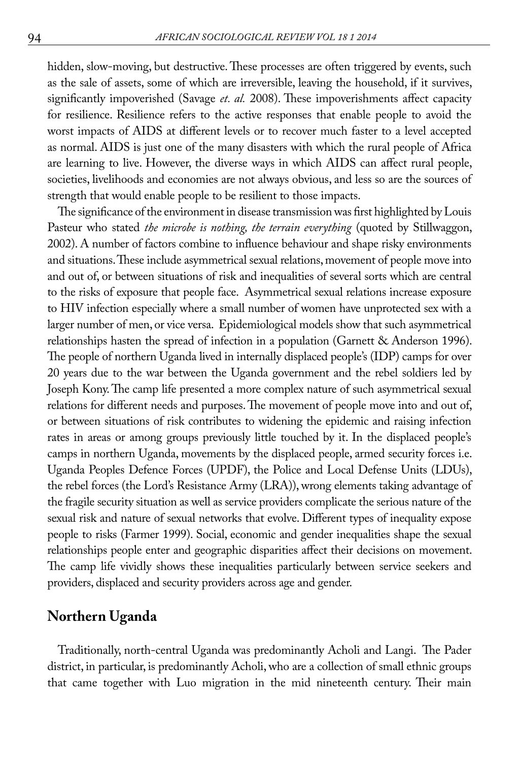hidden, slow-moving, but destructive. These processes are often triggered by events, such as the sale of assets, some of which are irreversible, leaving the household, if it survives, significantly impoverished (Savage *et. al.* 2008). These impoverishments affect capacity for resilience. Resilience refers to the active responses that enable people to avoid the worst impacts of AIDS at different levels or to recover much faster to a level accepted as normal. AIDS is just one of the many disasters with which the rural people of Africa are learning to live. However, the diverse ways in which AIDS can affect rural people, societies, livelihoods and economies are not always obvious, and less so are the sources of strength that would enable people to be resilient to those impacts.

The significance of the environment in disease transmission was first highlighted by Louis Pasteur who stated *the microbe is nothing, the terrain everything* (quoted by Stillwaggon, 2002). A number of factors combine to influence behaviour and shape risky environments and situations. These include asymmetrical sexual relations, movement of people move into and out of, or between situations of risk and inequalities of several sorts which are central to the risks of exposure that people face. Asymmetrical sexual relations increase exposure to HIV infection especially where a small number of women have unprotected sex with a larger number of men, or vice versa. Epidemiological models show that such asymmetrical relationships hasten the spread of infection in a population (Garnett & Anderson 1996). The people of northern Uganda lived in internally displaced people's (IDP) camps for over 20 years due to the war between the Uganda government and the rebel soldiers led by Joseph Kony. The camp life presented a more complex nature of such asymmetrical sexual relations for different needs and purposes. The movement of people move into and out of, or between situations of risk contributes to widening the epidemic and raising infection rates in areas or among groups previously little touched by it. In the displaced people's camps in northern Uganda, movements by the displaced people, armed security forces i.e. Uganda Peoples Defence Forces (UPDF), the Police and Local Defense Units (LDUs), the rebel forces (the Lord's Resistance Army (LRA)), wrong elements taking advantage of the fragile security situation as well as service providers complicate the serious nature of the sexual risk and nature of sexual networks that evolve. Different types of inequality expose people to risks (Farmer 1999). Social, economic and gender inequalities shape the sexual relationships people enter and geographic disparities affect their decisions on movement. The camp life vividly shows these inequalities particularly between service seekers and providers, displaced and security providers across age and gender.

## Northern Uganda

Traditionally, north-central Uganda was predominantly Acholi and Langi. The Pader district, in particular, is predominantly Acholi, who are a collection of small ethnic groups that came together with Luo migration in the mid nineteenth century. Their main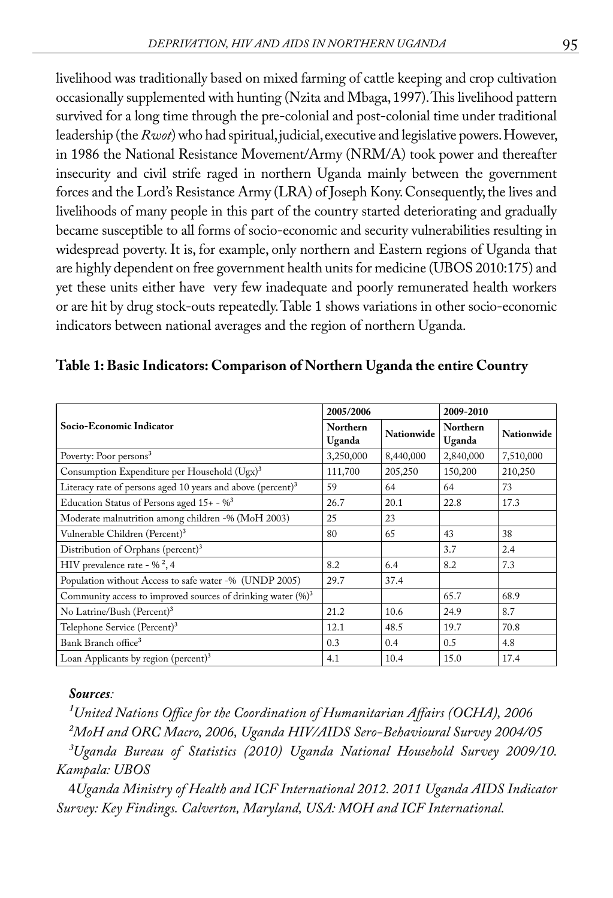livelihood was traditionally based on mixed farming of cattle keeping and crop cultivation occasionally supplemented with hunting (Nzita and Mbaga, 1997). This livelihood pattern survived for a long time through the pre-colonial and post-colonial time under traditional leadership (the *Rwot*) who had spiritual, judicial, executive and legislative powers. However, in 1986 the National Resistance Movement/Army (NRM/A) took power and thereafter insecurity and civil strife raged in northern Uganda mainly between the government forces and the Lord's Resistance Army (LRA) of Joseph Kony. Consequently, the lives and livelihoods of many people in this part of the country started deteriorating and gradually became susceptible to all forms of socio-economic and security vulnerabilities resulting in widespread poverty. It is, for example, only northern and Eastern regions of Uganda that are highly dependent on free government health units for medicine (UBOS 2010:175) and yet these units either have very few inadequate and poorly remunerated health workers or are hit by drug stock-outs repeatedly. Table 1 shows variations in other socio-economic indicators between national averages and the region of northern Uganda.

**Table 1: Basic Indicators: Comparison of Northern Uganda the entire Country**

| Socio-Economic Indicator | 2005/2006 | | 2009-2010 | |
|---|---|---|---|---|
| | Northern Uganda | Nationwide | Northern Uganda | Nationwide |
| Poverty: Poor persons[3] | 3,250,000 | 8,440,000 | 2,840,000 | 7,510,000 |
| Consumption Expenditure per Household (Ugx)[3] | 111,700 | 205,250 | 150,200 | 210,250 |
| Literacy rate of persons aged 10 years and above (percent)[3] | 59 | 64 | 64 | 73 |
| Education Status of Persons aged 15+ - %[3] | 26.7 | 20.1 | 22.8 | 17.3 |
| Moderate malnutrition among children -% (MoH 2003) | 25 | 23 | | |
| Vulnerable Children (Percent)[3] | 80 | 65 | 43 | 38 |
| Distribution of Orphans (percent)[3] | | | 3.7 | 2.4 |
| HIV prevalence rate - % [2], 4 | 8.2 | 6.4 | 8.2 | 7.3 |
| Population without Access to safe water -% (UNDP 2005) | 29.7 | 37.4 | | |
| Community access to improved sources of drinking water (%)[3] | | | 65.7 | 68.9 |
| No Latrine/Bush (Percent)[3] | 21.2 | 10.6 | 24.9 | 8.7 |
| Telephone Service (Percent)[3] | 12.1 | 48.5 | 19.7 | 70.8 |
| Bank Branch office[3] | 0.3 | 0.4 | 0.5 | 4.8 |
| Loan Applicants by region (percent)[3] | 4.1 | 10.4 | 15.0 | 17.4 |

***Sources:***

[1]*United Nations Office for the Coordination of Humanitarian Affairs (OCHA), 2006*

[2]*MoH and ORC Macro, 2006, Uganda HIV/AIDS Sero-Behavioural Survey 2004/05*

[3]*Uganda Bureau of Statistics (2010) Uganda National Household Survey 2009/10. Kampala: UBOS*

4*Uganda Ministry of Health and ICF International 2012. 2011 Uganda AIDS Indicator Survey: Key Findings. Calverton, Maryland, USA: MOH and ICF International.*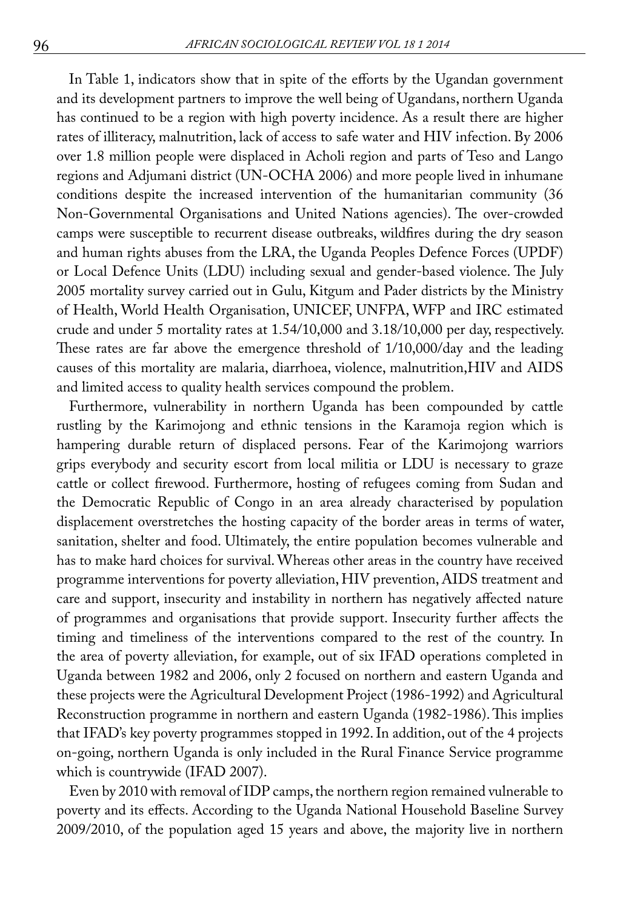In Table 1, indicators show that in spite of the efforts by the Ugandan government and its development partners to improve the well being of Ugandans, northern Uganda has continued to be a region with high poverty incidence. As a result there are higher rates of illiteracy, malnutrition, lack of access to safe water and HIV infection. By 2006 over 1.8 million people were displaced in Acholi region and parts of Teso and Lango regions and Adjumani district (UN-OCHA 2006) and more people lived in inhumane conditions despite the increased intervention of the humanitarian community (36 Non-Governmental Organisations and United Nations agencies). The over-crowded camps were susceptible to recurrent disease outbreaks, wildfires during the dry season and human rights abuses from the LRA, the Uganda Peoples Defence Forces (UPDF) or Local Defence Units (LDU) including sexual and gender-based violence. The July 2005 mortality survey carried out in Gulu, Kitgum and Pader districts by the Ministry of Health, World Health Organisation, UNICEF, UNFPA, WFP and IRC estimated crude and under 5 mortality rates at 1.54/10,000 and 3.18/10,000 per day, respectively. These rates are far above the emergence threshold of 1/10,000/day and the leading causes of this mortality are malaria, diarrhoea, violence, malnutrition,HIV and AIDS and limited access to quality health services compound the problem.

Furthermore, vulnerability in northern Uganda has been compounded by cattle rustling by the Karimojong and ethnic tensions in the Karamoja region which is hampering durable return of displaced persons. Fear of the Karimojong warriors grips everybody and security escort from local militia or LDU is necessary to graze cattle or collect firewood. Furthermore, hosting of refugees coming from Sudan and the Democratic Republic of Congo in an area already characterised by population displacement overstretches the hosting capacity of the border areas in terms of water, sanitation, shelter and food. Ultimately, the entire population becomes vulnerable and has to make hard choices for survival. Whereas other areas in the country have received programme interventions for poverty alleviation, HIV prevention, AIDS treatment and care and support, insecurity and instability in northern has negatively affected nature of programmes and organisations that provide support. Insecurity further affects the timing and timeliness of the interventions compared to the rest of the country. In the area of poverty alleviation, for example, out of six IFAD operations completed in Uganda between 1982 and 2006, only 2 focused on northern and eastern Uganda and these projects were the Agricultural Development Project (1986-1992) and Agricultural Reconstruction programme in northern and eastern Uganda (1982-1986). This implies that IFAD's key poverty programmes stopped in 1992. In addition, out of the 4 projects on-going, northern Uganda is only included in the Rural Finance Service programme which is countrywide (IFAD 2007).

Even by 2010 with removal of IDP camps, the northern region remained vulnerable to poverty and its effects. According to the Uganda National Household Baseline Survey 2009/2010, of the population aged 15 years and above, the majority live in northern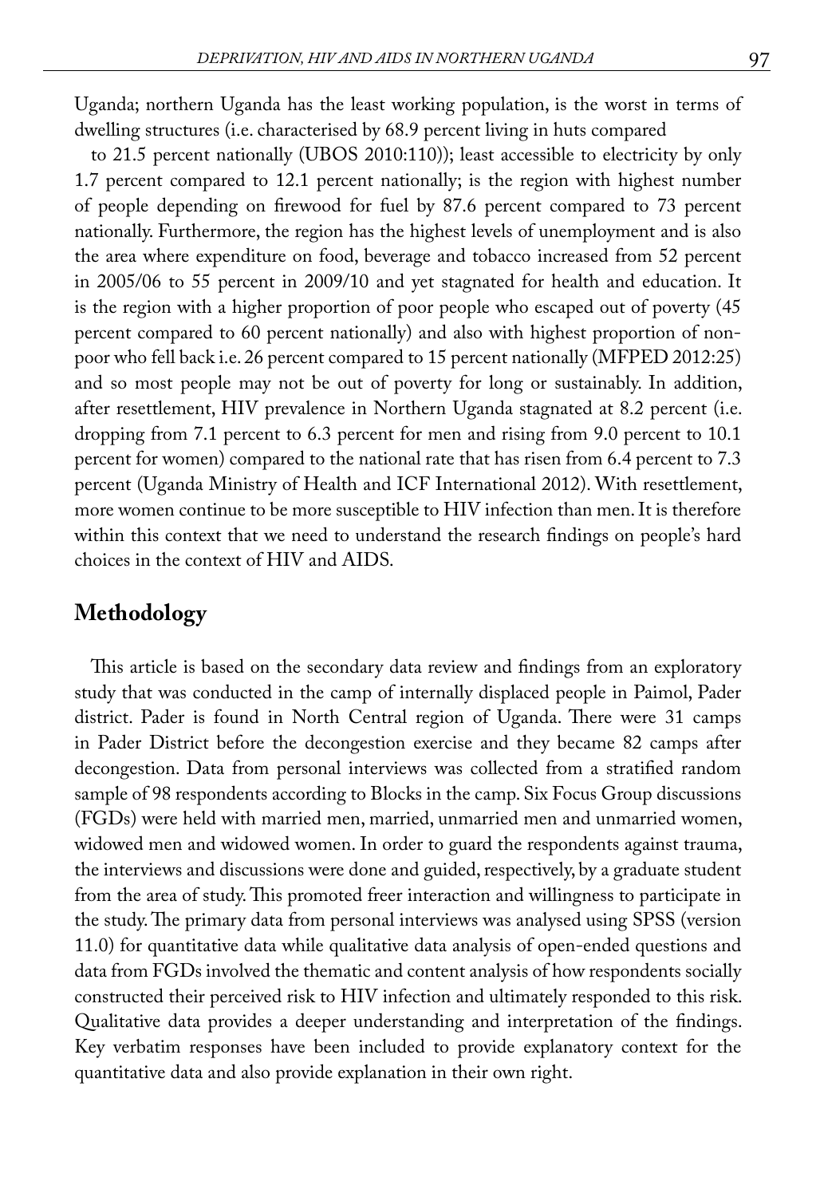Uganda; northern Uganda has the least working population, is the worst in terms of dwelling structures (i.e. characterised by 68.9 percent living in huts compared to 21.5 percent nationally (UBOS 2010:110)); least accessible to electricity by only 1.7 percent compared to 12.1 percent nationally; is the region with highest number of people depending on firewood for fuel by 87.6 percent compared to 73 percent nationally. Furthermore, the region has the highest levels of unemployment and is also the area where expenditure on food, beverage and tobacco increased from 52 percent in 2005/06 to 55 percent in 2009/10 and yet stagnated for health and education. It is the region with a higher proportion of poor people who escaped out of poverty (45 percent compared to 60 percent nationally) and also with highest proportion of non-poor who fell back i.e. 26 percent compared to 15 percent nationally (MFPED 2012:25) and so most people may not be out of poverty for long or sustainably. In addition, after resettlement, HIV prevalence in Northern Uganda stagnated at 8.2 percent (i.e. dropping from 7.1 percent to 6.3 percent for men and rising from 9.0 percent to 10.1 percent for women) compared to the national rate that has risen from 6.4 percent to 7.3 percent (Uganda Ministry of Health and ICF International 2012). With resettlement, more women continue to be more susceptible to HIV infection than men. It is therefore within this context that we need to understand the research findings on people's hard choices in the context of HIV and AIDS.

## Methodology

This article is based on the secondary data review and findings from an exploratory study that was conducted in the camp of internally displaced people in Paimol, Pader district. Pader is found in North Central region of Uganda. There were 31 camps in Pader District before the decongestion exercise and they became 82 camps after decongestion. Data from personal interviews was collected from a stratified random sample of 98 respondents according to Blocks in the camp. Six Focus Group discussions (FGDs) were held with married men, married, unmarried men and unmarried women, widowed men and widowed women. In order to guard the respondents against trauma, the interviews and discussions were done and guided, respectively, by a graduate student from the area of study. This promoted freer interaction and willingness to participate in the study. The primary data from personal interviews was analysed using SPSS (version 11.0) for quantitative data while qualitative data analysis of open-ended questions and data from FGDs involved the thematic and content analysis of how respondents socially constructed their perceived risk to HIV infection and ultimately responded to this risk. Qualitative data provides a deeper understanding and interpretation of the findings. Key verbatim responses have been included to provide explanatory context for the quantitative data and also provide explanation in their own right.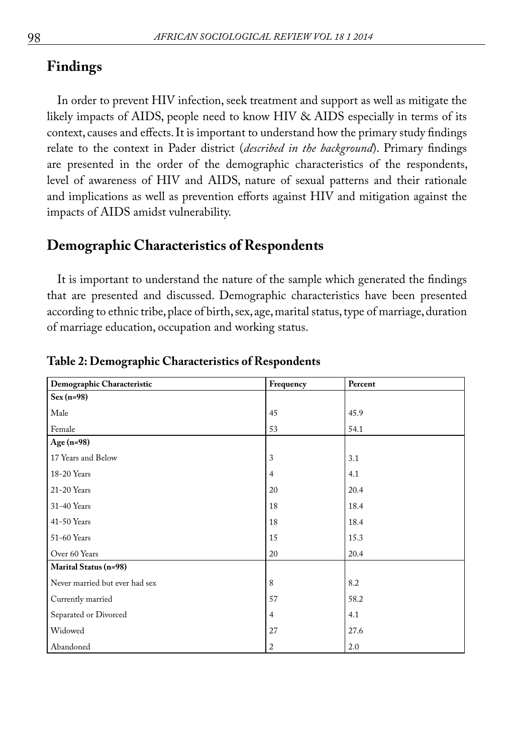## Findings

In order to prevent HIV infection, seek treatment and support as well as mitigate the likely impacts of AIDS, people need to know HIV & AIDS especially in terms of its context, causes and effects. It is important to understand how the primary study findings relate to the context in Pader district (*described in the background*). Primary findings are presented in the order of the demographic characteristics of the respondents, level of awareness of HIV and AIDS, nature of sexual patterns and their rationale and implications as well as prevention efforts against HIV and mitigation against the impacts of AIDS amidst vulnerability.

## Demographic Characteristics of Respondents

It is important to understand the nature of the sample which generated the findings that are presented and discussed. Demographic characteristics have been presented according to ethnic tribe, place of birth, sex, age, marital status, type of marriage, duration of marriage education, occupation and working status.

**Table 2: Demographic Characteristics of Respondents**

| Demographic Characteristic | Frequency | Percent |
|---|---|---|
| **Sex (n=98)** | | |
| Male | 45 | 45.9 |
| Female | 53 | 54.1 |
| **Age (n=98)** | | |
| 17 Years and Below | 3 | 3.1 |
| 18-20 Years | 4 | 4.1 |
| 21-20 Years | 20 | 20.4 |
| 31-40 Years | 18 | 18.4 |
| 41-50 Years | 18 | 18.4 |
| 51-60 Years | 15 | 15.3 |
| Over 60 Years | 20 | 20.4 |
| **Marital Status (n=98)** | | |
| Never married but ever had sex | 8 | 8.2 |
| Currently married | 57 | 58.2 |
| Separated or Divorced | 4 | 4.1 |
| Widowed | 27 | 27.6 |
| Abandoned | 2 | 2.0 |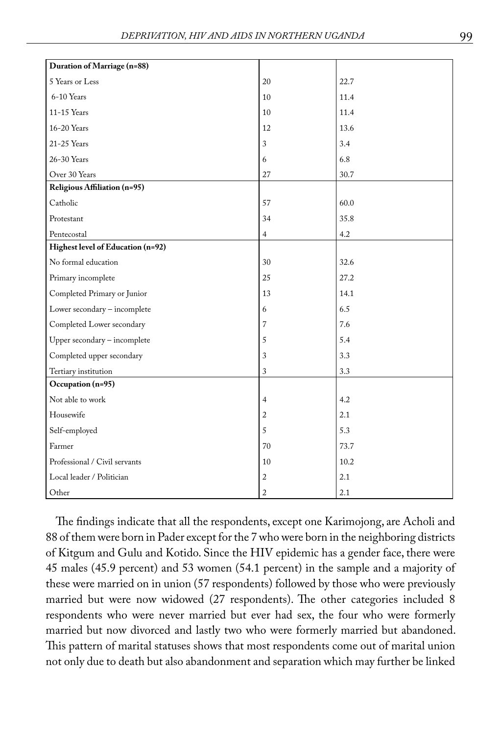| | | |
|---|---|---|
| **Duration of Marriage (n=88)** | | |
| 5 Years or Less | 20 | 22.7 |
| 6-10 Years | 10 | 11.4 |
| 11-15 Years | 10 | 11.4 |
| 16-20 Years | 12 | 13.6 |
| 21-25 Years | 3 | 3.4 |
| 26-30 Years | 6 | 6.8 |
| Over 30 Years | 27 | 30.7 |
| **Religious Affiliation (n=95)** | | |
| Catholic | 57 | 60.0 |
| Protestant | 34 | 35.8 |
| Pentecostal | 4 | 4.2 |
| **Highest level of Education (n=92)** | | |
| No formal education | 30 | 32.6 |
| Primary incomplete | 25 | 27.2 |
| Completed Primary or Junior | 13 | 14.1 |
| Lower secondary – incomplete | 6 | 6.5 |
| Completed Lower secondary | 7 | 7.6 |
| Upper secondary – incomplete | 5 | 5.4 |
| Completed upper secondary | 3 | 3.3 |
| Tertiary institution | 3 | 3.3 |
| **Occupation (n=95)** | | |
| Not able to work | 4 | 4.2 |
| Housewife | 2 | 2.1 |
| Self-employed | 5 | 5.3 |
| Farmer | 70 | 73.7 |
| Professional / Civil servants | 10 | 10.2 |
| Local leader / Politician | 2 | 2.1 |
| Other | 2 | 2.1 |

The findings indicate that all the respondents, except one Karimojong, are Acholi and 88 of them were born in Pader except for the 7 who were born in the neighboring districts of Kitgum and Gulu and Kotido. Since the HIV epidemic has a gender face, there were 45 males (45.9 percent) and 53 women (54.1 percent) in the sample and a majority of these were married on in union (57 respondents) followed by those who were previously married but were now widowed (27 respondents). The other categories included 8 respondents who were never married but ever had sex, the four who were formerly married but now divorced and lastly two who were formerly married but abandoned. This pattern of marital statuses shows that most respondents come out of marital union not only due to death but also abandonment and separation which may further be linked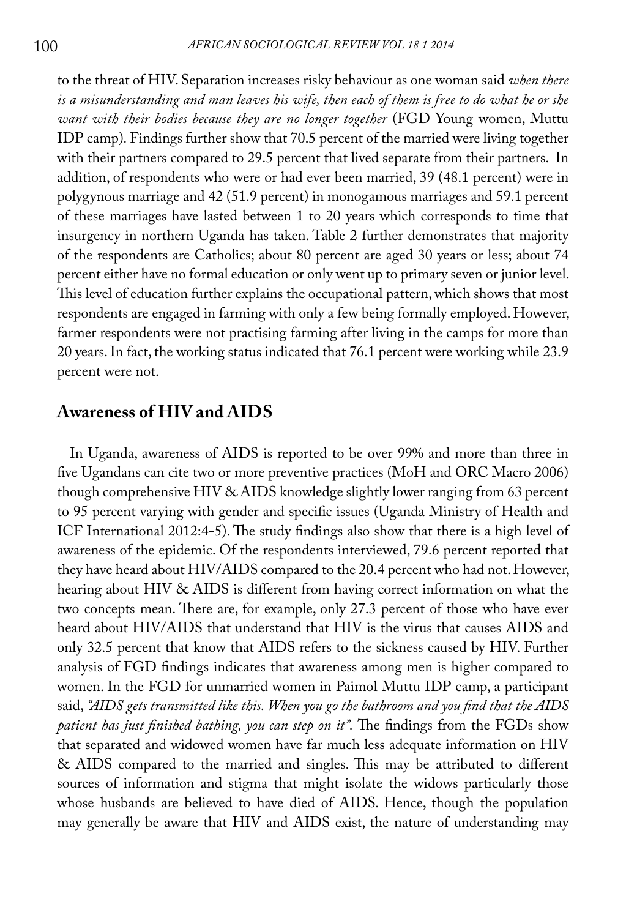to the threat of HIV. Separation increases risky behaviour as one woman said *when there is a misunderstanding and man leaves his wife, then each of them is free to do what he or she want with their bodies because they are no longer together* (FGD Young women, Muttu IDP camp). Findings further show that 70.5 percent of the married were living together with their partners compared to 29.5 percent that lived separate from their partners. In addition, of respondents who were or had ever been married, 39 (48.1 percent) were in polygynous marriage and 42 (51.9 percent) in monogamous marriages and 59.1 percent of these marriages have lasted between 1 to 20 years which corresponds to time that insurgency in northern Uganda has taken. Table 2 further demonstrates that majority of the respondents are Catholics; about 80 percent are aged 30 years or less; about 74 percent either have no formal education or only went up to primary seven or junior level. This level of education further explains the occupational pattern, which shows that most respondents are engaged in farming with only a few being formally employed. However, farmer respondents were not practising farming after living in the camps for more than 20 years. In fact, the working status indicated that 76.1 percent were working while 23.9 percent were not.

## Awareness of HIV and AIDS

In Uganda, awareness of AIDS is reported to be over 99% and more than three in five Ugandans can cite two or more preventive practices (MoH and ORC Macro 2006) though comprehensive HIV & AIDS knowledge slightly lower ranging from 63 percent to 95 percent varying with gender and specific issues (Uganda Ministry of Health and ICF International 2012:4-5). The study findings also show that there is a high level of awareness of the epidemic. Of the respondents interviewed, 79.6 percent reported that they have heard about HIV/AIDS compared to the 20.4 percent who had not. However, hearing about HIV & AIDS is different from having correct information on what the two concepts mean. There are, for example, only 27.3 percent of those who have ever heard about HIV/AIDS that understand that HIV is the virus that causes AIDS and only 32.5 percent that know that AIDS refers to the sickness caused by HIV. Further analysis of FGD findings indicates that awareness among men is higher compared to women. In the FGD for unmarried women in Paimol Muttu IDP camp, a participant said, *"AIDS gets transmitted like this. When you go the bathroom and you find that the AIDS patient has just finished bathing, you can step on it"*. The findings from the FGDs show that separated and widowed women have far much less adequate information on HIV & AIDS compared to the married and singles. This may be attributed to different sources of information and stigma that might isolate the widows particularly those whose husbands are believed to have died of AIDS. Hence, though the population may generally be aware that HIV and AIDS exist, the nature of understanding may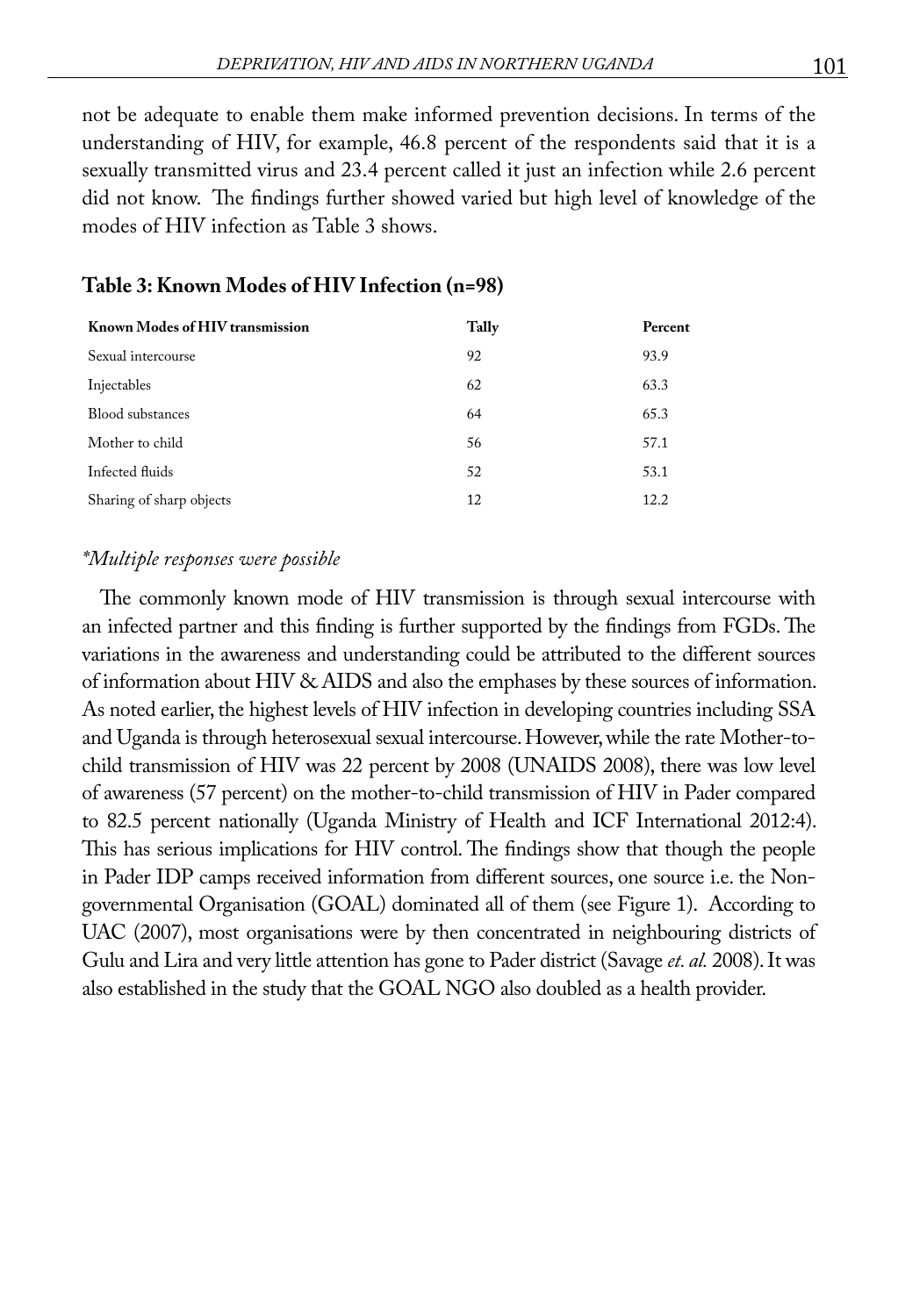not be adequate to enable them make informed prevention decisions. In terms of the understanding of HIV, for example, 46.8 percent of the respondents said that it is a sexually transmitted virus and 23.4 percent called it just an infection while 2.6 percent did not know. The findings further showed varied but high level of knowledge of the modes of HIV infection as Table 3 shows.

**Table 3: Known Modes of HIV Infection (n=98)**

| Known Modes of HIV transmission | Tally | Percent |
|---|---|---|
| Sexual intercourse | 92 | 93.9 |
| Injectables | 62 | 63.3 |
| Blood substances | 64 | 65.3 |
| Mother to child | 56 | 57.1 |
| Infected fluids | 52 | 53.1 |
| Sharing of sharp objects | 12 | 12.2 |

*\*Multiple responses were possible*

The commonly known mode of HIV transmission is through sexual intercourse with an infected partner and this finding is further supported by the findings from FGDs. The variations in the awareness and understanding could be attributed to the different sources of information about HIV & AIDS and also the emphases by these sources of information. As noted earlier, the highest levels of HIV infection in developing countries including SSA and Uganda is through heterosexual sexual intercourse. However, while the rate Mother-to-child transmission of HIV was 22 percent by 2008 (UNAIDS 2008), there was low level of awareness (57 percent) on the mother-to-child transmission of HIV in Pader compared to 82.5 percent nationally (Uganda Ministry of Health and ICF International 2012:4). This has serious implications for HIV control. The findings show that though the people in Pader IDP camps received information from different sources, one source i.e. the Non-governmental Organisation (GOAL) dominated all of them (see Figure 1). According to UAC (2007), most organisations were by then concentrated in neighbouring districts of Gulu and Lira and very little attention has gone to Pader district (Savage *et. al.* 2008). It was also established in the study that the GOAL NGO also doubled as a health provider.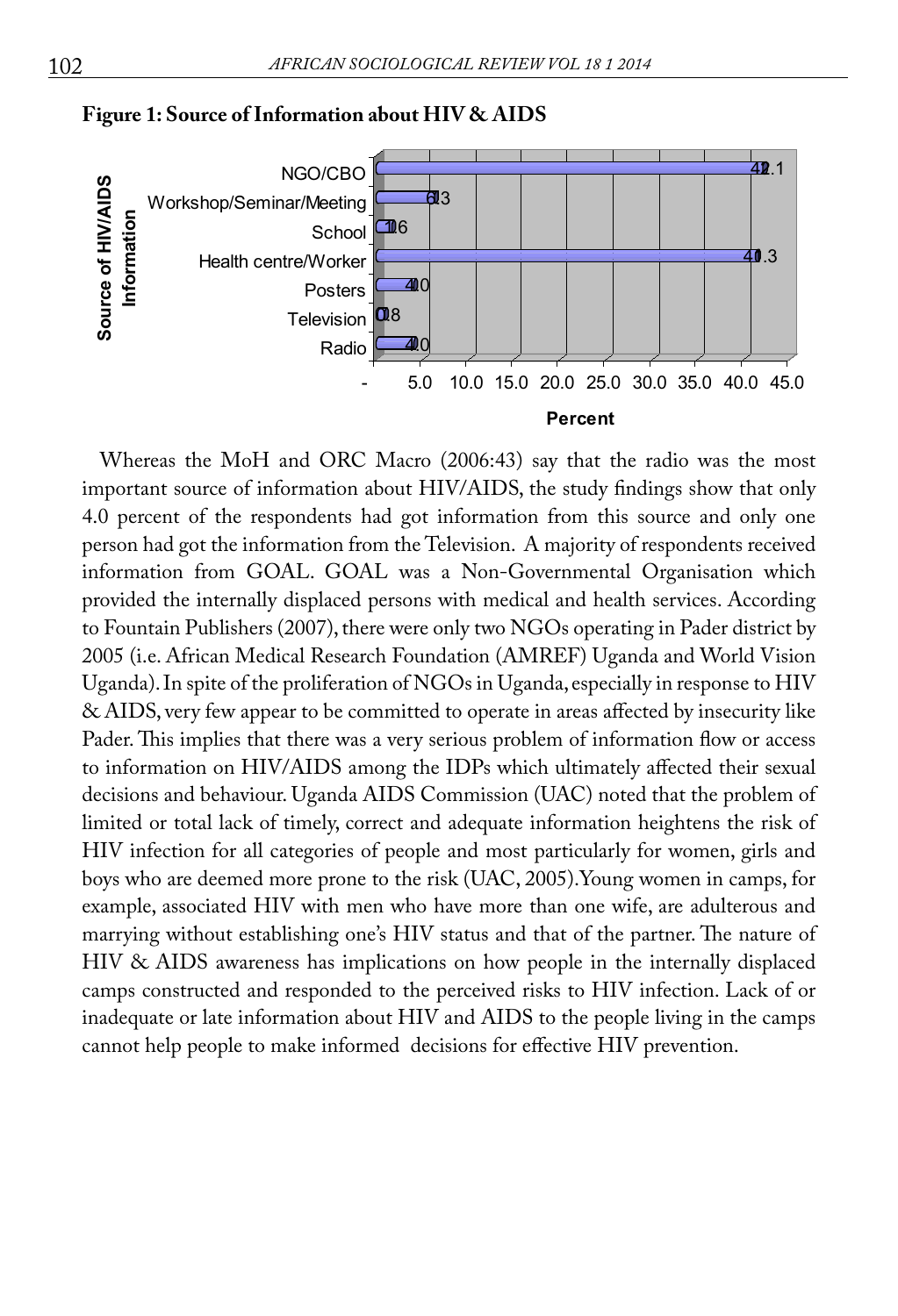**Figure 1: Source of Information about HIV & AIDS**

| Source of HIV/AIDS Information | Percent |
| --- | --- |
| NGO/CBO | 42.1 |
| Workshop/Seminar/Meeting | 6.3 |
| School | 1.6 |
| Health centre/Worker | 41.3 |
| Posters | 4.0 |
| Television | 0.8 |
| Radio | 4.0 |

Whereas the MoH and ORC Macro (2006:43) say that the radio was the most important source of information about HIV/AIDS, the study findings show that only 4.0 percent of the respondents had got information from this source and only one person had got the information from the Television. A majority of respondents received information from GOAL. GOAL was a Non-Governmental Organisation which provided the internally displaced persons with medical and health services. According to Fountain Publishers (2007), there were only two NGOs operating in Pader district by 2005 (i.e. African Medical Research Foundation (AMREF) Uganda and World Vision Uganda). In spite of the proliferation of NGOs in Uganda, especially in response to HIV & AIDS, very few appear to be committed to operate in areas affected by insecurity like Pader. This implies that there was a very serious problem of information flow or access to information on HIV/AIDS among the IDPs which ultimately affected their sexual decisions and behaviour. Uganda AIDS Commission (UAC) noted that the problem of limited or total lack of timely, correct and adequate information heightens the risk of HIV infection for all categories of people and most particularly for women, girls and boys who are deemed more prone to the risk (UAC, 2005).Young women in camps, for example, associated HIV with men who have more than one wife, are adulterous and marrying without establishing one's HIV status and that of the partner. The nature of HIV & AIDS awareness has implications on how people in the internally displaced camps constructed and responded to the perceived risks to HIV infection. Lack of or inadequate or late information about HIV and AIDS to the people living in the camps cannot help people to make informed decisions for effective HIV prevention.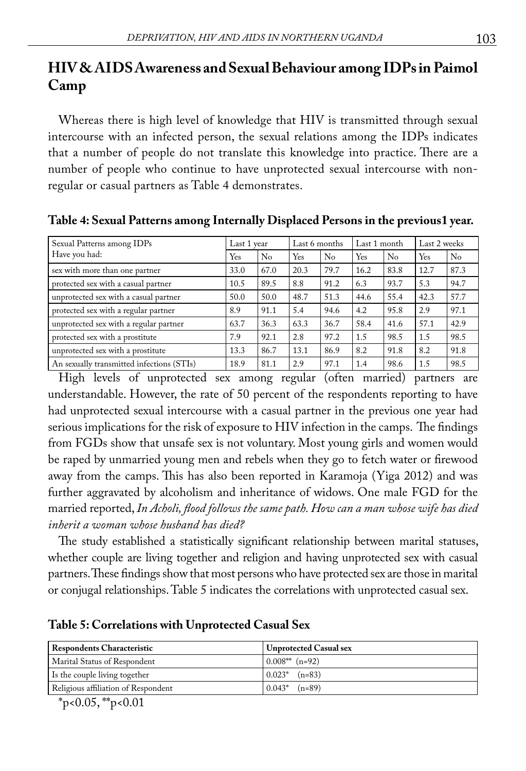## HIV & AIDS Awareness and Sexual Behaviour among IDPs in Paimol Camp

Whereas there is high level of knowledge that HIV is transmitted through sexual intercourse with an infected person, the sexual relations among the IDPs indicates that a number of people do not translate this knowledge into practice. There are a number of people who continue to have unprotected sexual intercourse with non-regular or casual partners as Table 4 demonstrates.

**Table 4: Sexual Patterns among Internally Displaced Persons in the previous1 year.**

| Sexual Patterns among IDPs Have you had: | Last 1 year | | Last 6 months | | Last 1 month | | Last 2 weeks | |
|---|---|---|---|---|---|---|---|---|
| | Yes | No | Yes | No | Yes | No | Yes | No |
| sex with more than one partner | 33.0 | 67.0 | 20.3 | 79.7 | 16.2 | 83.8 | 12.7 | 87.3 |
| protected sex with a casual partner | 10.5 | 89.5 | 8.8 | 91.2 | 6.3 | 93.7 | 5.3 | 94.7 |
| unprotected sex with a casual partner | 50.0 | 50.0 | 48.7 | 51.3 | 44.6 | 55.4 | 42.3 | 57.7 |
| protected sex with a regular partner | 8.9 | 91.1 | 5.4 | 94.6 | 4.2 | 95.8 | 2.9 | 97.1 |
| unprotected sex with a regular partner | 63.7 | 36.3 | 63.3 | 36.7 | 58.4 | 41.6 | 57.1 | 42.9 |
| protected sex with a prostitute | 7.9 | 92.1 | 2.8 | 97.2 | 1.5 | 98.5 | 1.5 | 98.5 |
| unprotected sex with a prostitute | 13.3 | 86.7 | 13.1 | 86.9 | 8.2 | 91.8 | 8.2 | 91.8 |
| An sexually transmitted infections (STIs) | 18.9 | 81.1 | 2.9 | 97.1 | 1.4 | 98.6 | 1.5 | 98.5 |

High levels of unprotected sex among regular (often married) partners are understandable. However, the rate of 50 percent of the respondents reporting to have had unprotected sexual intercourse with a casual partner in the previous one year had serious implications for the risk of exposure to HIV infection in the camps. The findings from FGDs show that unsafe sex is not voluntary. Most young girls and women would be raped by unmarried young men and rebels when they go to fetch water or firewood away from the camps. This has also been reported in Karamoja (Yiga 2012) and was further aggravated by alcoholism and inheritance of widows. One male FGD for the married reported, *In Acholi, flood follows the same path. How can a man whose wife has died inherit a woman whose husband has died?*

The study established a statistically significant relationship between marital statuses, whether couple are living together and religion and having unprotected sex with casual partners. These findings show that most persons who have protected sex are those in marital or conjugal relationships. Table 5 indicates the correlations with unprotected casual sex.

**Table 5: Correlations with Unprotected Casual Sex**

| Respondents Characteristic | Unprotected Casual sex |
|---|---|
| Marital Status of Respondent | 0.008** (n=92) |
| Is the couple living together | 0.023* (n=83) |
| Religious affiliation of Respondent | 0.043* (n=89) |

*$p<0.05$, **$p<0.01$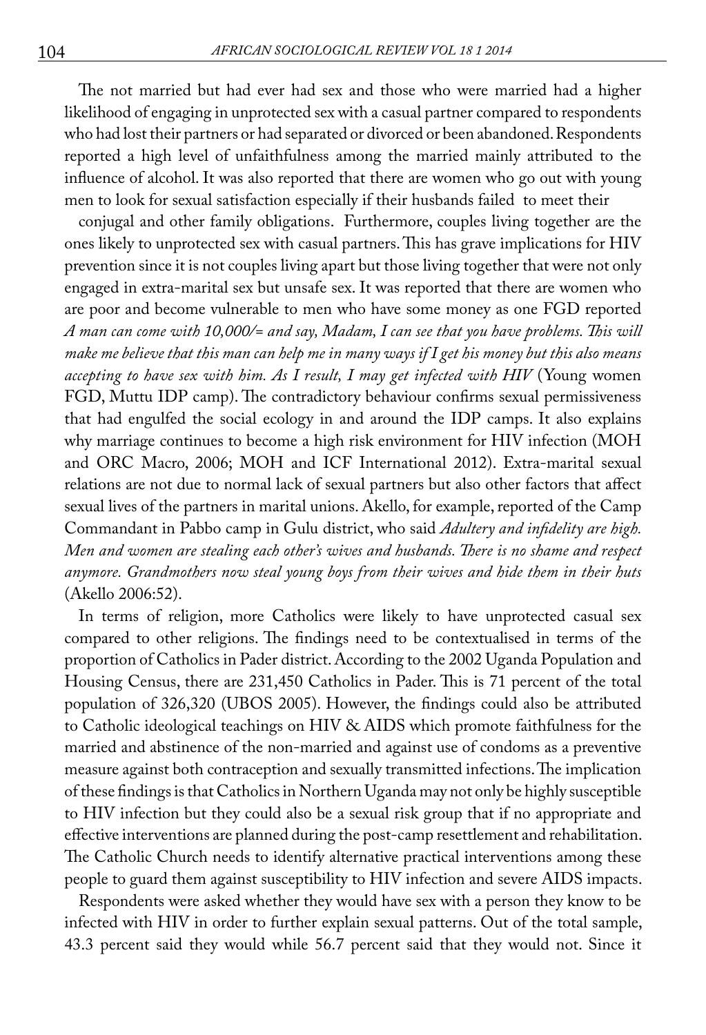The not married but had ever had sex and those who were married had a higher likelihood of engaging in unprotected sex with a casual partner compared to respondents who had lost their partners or had separated or divorced or been abandoned. Respondents reported a high level of unfaithfulness among the married mainly attributed to the influence of alcohol. It was also reported that there are women who go out with young men to look for sexual satisfaction especially if their husbands failed to meet their

conjugal and other family obligations. Furthermore, couples living together are the ones likely to unprotected sex with casual partners. This has grave implications for HIV prevention since it is not couples living apart but those living together that were not only engaged in extra-marital sex but unsafe sex. It was reported that there are women who are poor and become vulnerable to men who have some money as one FGD reported *A man can come with 10,000/= and say, Madam, I can see that you have problems. This will make me believe that this man can help me in many ways if I get his money but this also means accepting to have sex with him. As I result, I may get infected with HIV* (Young women FGD, Muttu IDP camp). The contradictory behaviour confirms sexual permissiveness that had engulfed the social ecology in and around the IDP camps. It also explains why marriage continues to become a high risk environment for HIV infection (MOH and ORC Macro, 2006; MOH and ICF International 2012). Extra-marital sexual relations are not due to normal lack of sexual partners but also other factors that affect sexual lives of the partners in marital unions. Akello, for example, reported of the Camp Commandant in Pabbo camp in Gulu district, who said *Adultery and infidelity are high. Men and women are stealing each other's wives and husbands. There is no shame and respect anymore. Grandmothers now steal young boys from their wives and hide them in their huts* (Akello 2006:52).

In terms of religion, more Catholics were likely to have unprotected casual sex compared to other religions. The findings need to be contextualised in terms of the proportion of Catholics in Pader district. According to the 2002 Uganda Population and Housing Census, there are 231,450 Catholics in Pader. This is 71 percent of the total population of 326,320 (UBOS 2005). However, the findings could also be attributed to Catholic ideological teachings on HIV & AIDS which promote faithfulness for the married and abstinence of the non-married and against use of condoms as a preventive measure against both contraception and sexually transmitted infections. The implication of these findings is that Catholics in Northern Uganda may not only be highly susceptible to HIV infection but they could also be a sexual risk group that if no appropriate and effective interventions are planned during the post-camp resettlement and rehabilitation. The Catholic Church needs to identify alternative practical interventions among these people to guard them against susceptibility to HIV infection and severe AIDS impacts.

Respondents were asked whether they would have sex with a person they know to be infected with HIV in order to further explain sexual patterns. Out of the total sample, 43.3 percent said they would while 56.7 percent said that they would not. Since it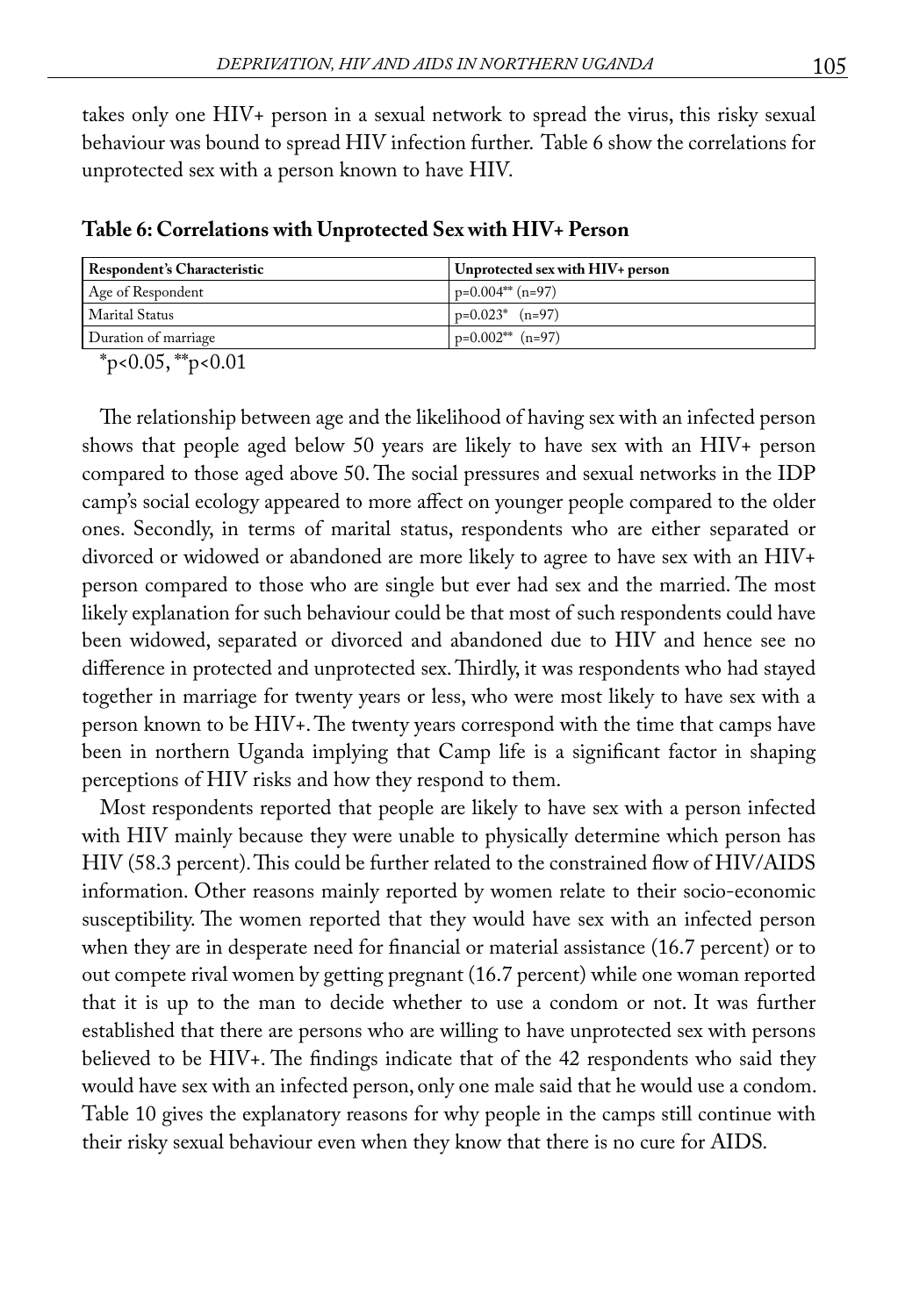takes only one HIV+ person in a sexual network to spread the virus, this risky sexual behaviour was bound to spread HIV infection further. Table 6 show the correlations for unprotected sex with a person known to have HIV.

**Table 6: Correlations with Unprotected Sex with HIV+ Person**

| Respondent's Characteristic | Unprotected sex with HIV+ person |
|---|---|
| Age of Respondent | p=0.004** (n=97) |
| Marital Status | p=0.023* (n=97) |
| Duration of marriage | p=0.002** (n=97) |

*p<0.05, **p<0.01

The relationship between age and the likelihood of having sex with an infected person shows that people aged below 50 years are likely to have sex with an HIV+ person compared to those aged above 50. The social pressures and sexual networks in the IDP camp's social ecology appeared to more affect on younger people compared to the older ones. Secondly, in terms of marital status, respondents who are either separated or divorced or widowed or abandoned are more likely to agree to have sex with an HIV+ person compared to those who are single but ever had sex and the married. The most likely explanation for such behaviour could be that most of such respondents could have been widowed, separated or divorced and abandoned due to HIV and hence see no difference in protected and unprotected sex. Thirdly, it was respondents who had stayed together in marriage for twenty years or less, who were most likely to have sex with a person known to be HIV+. The twenty years correspond with the time that camps have been in northern Uganda implying that Camp life is a significant factor in shaping perceptions of HIV risks and how they respond to them.

Most respondents reported that people are likely to have sex with a person infected with HIV mainly because they were unable to physically determine which person has HIV (58.3 percent). This could be further related to the constrained flow of HIV/AIDS information. Other reasons mainly reported by women relate to their socio-economic susceptibility. The women reported that they would have sex with an infected person when they are in desperate need for financial or material assistance (16.7 percent) or to out compete rival women by getting pregnant (16.7 percent) while one woman reported that it is up to the man to decide whether to use a condom or not. It was further established that there are persons who are willing to have unprotected sex with persons believed to be HIV+. The findings indicate that of the 42 respondents who said they would have sex with an infected person, only one male said that he would use a condom. Table 10 gives the explanatory reasons for why people in the camps still continue with their risky sexual behaviour even when they know that there is no cure for AIDS.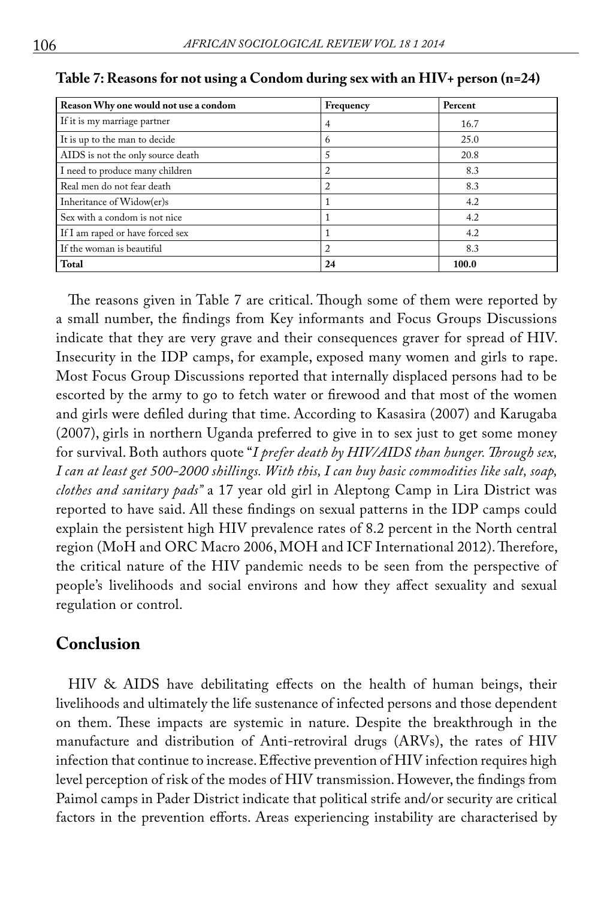**Table 7: Reasons for not using a Condom during sex with an HIV+ person (n=24)**

| Reason Why one would not use a condom | Frequency | Percent |
|---|---|---|
| If it is my marriage partner | 4 | 16.7 |
| It is up to the man to decide | 6 | 25.0 |
| AIDS is not the only source death | 5 | 20.8 |
| I need to produce many children | 2 | 8.3 |
| Real men do not fear death | 2 | 8.3 |
| Inheritance of Widow(er)s | 1 | 4.2 |
| Sex with a condom is not nice | 1 | 4.2 |
| If I am raped or have forced sex | 1 | 4.2 |
| If the woman is beautiful | 2 | 8.3 |
| **Total** | **24** | **100.0** |

The reasons given in Table 7 are critical. Though some of them were reported by a small number, the findings from Key informants and Focus Groups Discussions indicate that they are very grave and their consequences graver for spread of HIV. Insecurity in the IDP camps, for example, exposed many women and girls to rape. Most Focus Group Discussions reported that internally displaced persons had to be escorted by the army to go to fetch water or firewood and that most of the women and girls were defiled during that time. According to Kasasira (2007) and Karugaba (2007), girls in northern Uganda preferred to give in to sex just to get some money for survival. Both authors quote "*I prefer death by HIV/AIDS than hunger. Through sex, I can at least get 500-2000 shillings. With this, I can buy basic commodities like salt, soap, clothes and sanitary pads"* a 17 year old girl in Aleptong Camp in Lira District was reported to have said. All these findings on sexual patterns in the IDP camps could explain the persistent high HIV prevalence rates of 8.2 percent in the North central region (MoH and ORC Macro 2006, MOH and ICF International 2012). Therefore, the critical nature of the HIV pandemic needs to be seen from the perspective of people's livelihoods and social environs and how they affect sexuality and sexual regulation or control.

## Conclusion

HIV & AIDS have debilitating effects on the health of human beings, their livelihoods and ultimately the life sustenance of infected persons and those dependent on them. These impacts are systemic in nature. Despite the breakthrough in the manufacture and distribution of Anti-retroviral drugs (ARVs), the rates of HIV infection that continue to increase. Effective prevention of HIV infection requires high level perception of risk of the modes of HIV transmission. However, the findings from Paimol camps in Pader District indicate that political strife and/or security are critical factors in the prevention efforts. Areas experiencing instability are characterised by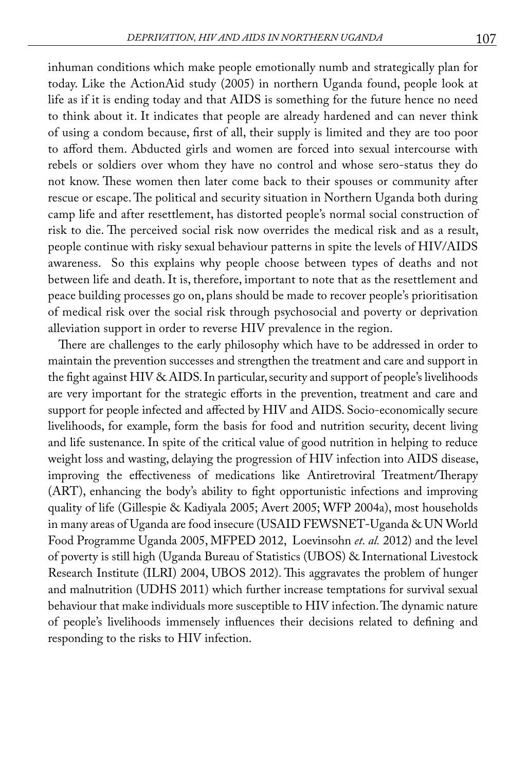inhuman conditions which make people emotionally numb and strategically plan for today. Like the ActionAid study (2005) in northern Uganda found, people look at life as if it is ending today and that AIDS is something for the future hence no need to think about it. It indicates that people are already hardened and can never think of using a condom because, first of all, their supply is limited and they are too poor to afford them. Abducted girls and women are forced into sexual intercourse with rebels or soldiers over whom they have no control and whose sero-status they do not know. These women then later come back to their spouses or community after rescue or escape. The political and security situation in Northern Uganda both during camp life and after resettlement, has distorted people's normal social construction of risk to die. The perceived social risk now overrides the medical risk and as a result, people continue with risky sexual behaviour patterns in spite the levels of HIV/AIDS awareness. So this explains why people choose between types of deaths and not between life and death. It is, therefore, important to note that as the resettlement and peace building processes go on, plans should be made to recover people's prioritisation of medical risk over the social risk through psychosocial and poverty or deprivation alleviation support in order to reverse HIV prevalence in the region.

There are challenges to the early philosophy which have to be addressed in order to maintain the prevention successes and strengthen the treatment and care and support in the fight against HIV & AIDS. In particular, security and support of people's livelihoods are very important for the strategic efforts in the prevention, treatment and care and support for people infected and affected by HIV and AIDS. Socio-economically secure livelihoods, for example, form the basis for food and nutrition security, decent living and life sustenance. In spite of the critical value of good nutrition in helping to reduce weight loss and wasting, delaying the progression of HIV infection into AIDS disease, improving the effectiveness of medications like Antiretroviral Treatment/Therapy (ART), enhancing the body's ability to fight opportunistic infections and improving quality of life (Gillespie & Kadiyala 2005; Avert 2005; WFP 2004a), most households in many areas of Uganda are food insecure (USAID FEWSNET-Uganda & UN World Food Programme Uganda 2005, MFPED 2012, Loevinsohn *et. al.* 2012) and the level of poverty is still high (Uganda Bureau of Statistics (UBOS) & International Livestock Research Institute (ILRI) 2004, UBOS 2012). This aggravates the problem of hunger and malnutrition (UDHS 2011) which further increase temptations for survival sexual behaviour that make individuals more susceptible to HIV infection. The dynamic nature of people's livelihoods immensely influences their decisions related to defining and responding to the risks to HIV infection.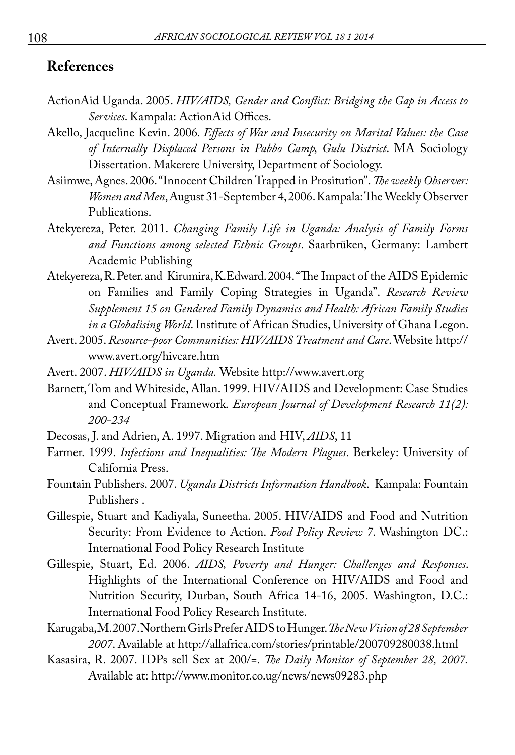## References

ActionAid Uganda. 2005. *HIV/AIDS, Gender and Conflict: Bridging the Gap in Access to Services*. Kampala: ActionAid Offices.

Akello, Jacqueline Kevin. 2006. *Effects of War and Insecurity on Marital Values: the Case of Internally Displaced Persons in Pabbo Camp, Gulu District*. MA Sociology Dissertation. Makerere University, Department of Sociology.

Asiimwe, Agnes. 2006. "Innocent Children Trapped in Prositution". *The weekly Observer: Women and Men*, August 31-September 4, 2006. Kampala: The Weekly Observer Publications.

Atekyereza, Peter. 2011. *Changing Family Life in Uganda: Analysis of Family Forms and Functions among selected Ethnic Groups*. Saarbrüken, Germany: Lambert Academic Publishing

Atekyereza, R. Peter. and Kirumira, K.Edward. 2004. "The Impact of the AIDS Epidemic on Families and Family Coping Strategies in Uganda". *Research Review Supplement 15 on Gendered Family Dynamics and Health: African Family Studies in a Globalising World*. Institute of African Studies, University of Ghana Legon.

Avert. 2005. *Resource-poor Communities: HIV/AIDS Treatment and Care*. Website http://www.avert.org/hivcare.htm

Avert. 2007. *HIV/AIDS in Uganda.* Website http://www.avert.org

Barnett, Tom and Whiteside, Allan. 1999. HIV/AIDS and Development: Case Studies and Conceptual Framework. *European Journal of Development Research 11(2): 200-234*

Decosas, J. and Adrien, A. 1997. Migration and HIV, *AIDS*, 11

Farmer. 1999. *Infections and Inequalities: The Modern Plagues*. Berkeley: University of California Press.

Fountain Publishers. 2007. *Uganda Districts Information Handbook*. Kampala: Fountain Publishers .

Gillespie, Stuart and Kadiyala, Suneetha. 2005. HIV/AIDS and Food and Nutrition Security: From Evidence to Action. *Food Policy Review 7*. Washington DC.: International Food Policy Research Institute

Gillespie, Stuart, Ed. 2006. *AIDS, Poverty and Hunger: Challenges and Responses*. Highlights of the International Conference on HIV/AIDS and Food and Nutrition Security, Durban, South Africa 14-16, 2005. Washington, D.C.: International Food Policy Research Institute.

Karugaba, M. 2007. Northern Girls Prefer AIDS to Hunger. *The New Vision of 28 September 2007*. Available at http://allafrica.com/stories/printable/200709280038.html

Kasasira, R. 2007. IDPs sell Sex at 200/=. *The Daily Monitor of September 28, 2007.* Available at: http://www.monitor.co.ug/news/news09283.php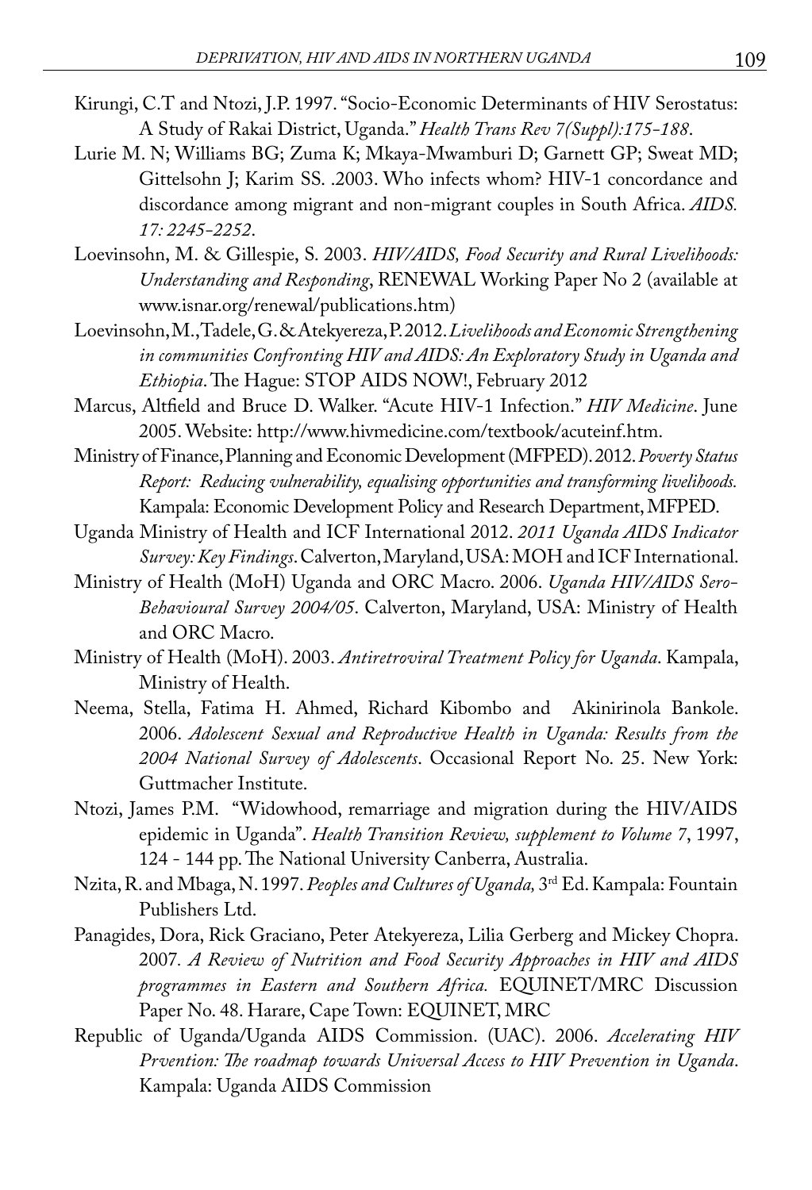Kirungi, C.T and Ntozi, J.P. 1997. "Socio-Economic Determinants of HIV Serostatus: A Study of Rakai District, Uganda." *Health Trans Rev 7(Suppl):175-188*.

Lurie M. N; Williams BG; Zuma K; Mkaya-Mwamburi D; Garnett GP; Sweat MD; Gittelsohn J; Karim SS. .2003. Who infects whom? HIV-1 concordance and discordance among migrant and non-migrant couples in South Africa. *AIDS. 17: 2245-2252*.

Loevinsohn, M. & Gillespie, S. 2003. *HIV/AIDS, Food Security and Rural Livelihoods: Understanding and Responding*, RENEWAL Working Paper No 2 (available at www.isnar.org/renewal/publications.htm)

Loevinsohn, M., Tadele, G. & Atekyereza, P. 2012. *Livelihoods and Economic Strengthening in communities Confronting HIV and AIDS: An Exploratory Study in Uganda and Ethiopia*. The Hague: STOP AIDS NOW!, February 2012

Marcus, Altfield and Bruce D. Walker. "Acute HIV-1 Infection." *HIV Medicine*. June 2005. Website: http://www.hivmedicine.com/textbook/acuteinf.htm.

Ministry of Finance, Planning and Economic Development (MFPED). 2012. *Poverty Status Report: Reducing vulnerability, equalising opportunities and transforming livelihoods.* Kampala: Economic Development Policy and Research Department, MFPED.

Uganda Ministry of Health and ICF International 2012. *2011 Uganda AIDS Indicator Survey: Key Findings*. Calverton, Maryland, USA: MOH and ICF International.

Ministry of Health (MoH) Uganda and ORC Macro. 2006. *Uganda HIV/AIDS Sero-Behavioural Survey 2004/05*. Calverton, Maryland, USA: Ministry of Health and ORC Macro.

Ministry of Health (MoH). 2003. *Antiretroviral Treatment Policy for Uganda*. Kampala, Ministry of Health.

Neema, Stella, Fatima H. Ahmed, Richard Kibombo and Akinirinola Bankole. 2006. *Adolescent Sexual and Reproductive Health in Uganda: Results from the 2004 National Survey of Adolescents*. Occasional Report No. 25. New York: Guttmacher Institute.

Ntozi, James P.M. "Widowhood, remarriage and migration during the HIV/AIDS epidemic in Uganda". *Health Transition Review, supplement to Volume 7*, 1997, 124 - 144 pp. The National University Canberra, Australia.

Nzita, R. and Mbaga, N. 1997. *Peoples and Cultures of Uganda,* 3rd Ed. Kampala: Fountain Publishers Ltd.

Panagides, Dora, Rick Graciano, Peter Atekyereza, Lilia Gerberg and Mickey Chopra. 2007. *A Review of Nutrition and Food Security Approaches in HIV and AIDS programmes in Eastern and Southern Africa.* EQUINET/MRC Discussion Paper No. 48. Harare, Cape Town: EQUINET, MRC

Republic of Uganda/Uganda AIDS Commission. (UAC). 2006. *Accelerating HIV Prvention: The roadmap towards Universal Access to HIV Prevention in Uganda*. Kampala: Uganda AIDS Commission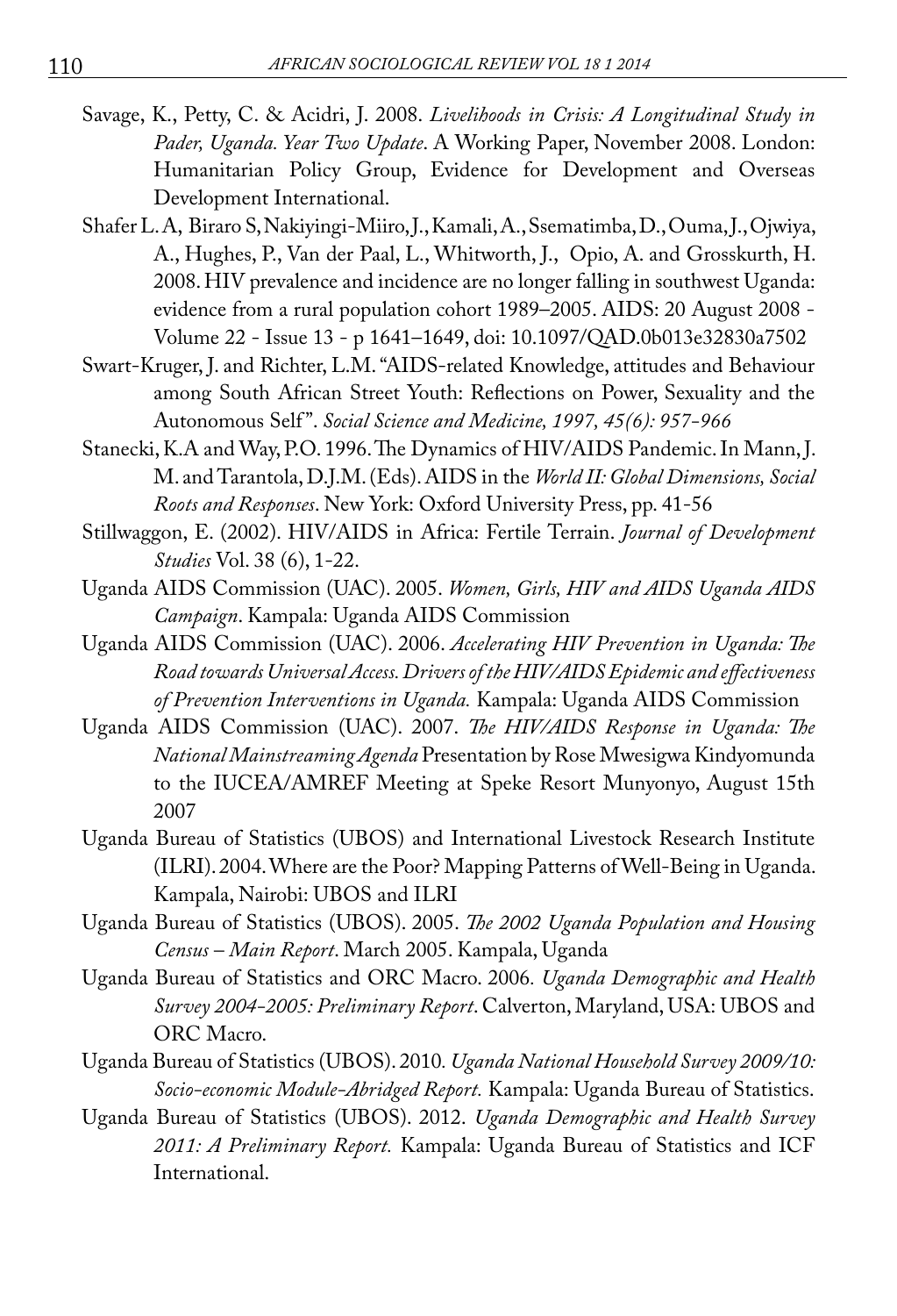Savage, K., Petty, C. & Acidri, J. 2008. *Livelihoods in Crisis: A Longitudinal Study in Pader, Uganda. Year Two Update*. A Working Paper, November 2008. London: Humanitarian Policy Group, Evidence for Development and Overseas Development International.

Shafer L. A, Biraro S, Nakiyingi-Miiro, J., Kamali, A., Ssematimba, D., Ouma, J., Ojwiya, A., Hughes, P., Van der Paal, L., Whitworth, J., Opio, A. and Grosskurth, H. 2008. HIV prevalence and incidence are no longer falling in southwest Uganda: evidence from a rural population cohort 1989–2005. AIDS: 20 August 2008 - Volume 22 - Issue 13 - p 1641–1649, doi: 10.1097/QAD.0b013e32830a7502

Swart-Kruger, J. and Richter, L.M. "AIDS-related Knowledge, attitudes and Behaviour among South African Street Youth: Reflections on Power, Sexuality and the Autonomous Self". *Social Science and Medicine, 1997, 45(6): 957-966*

Stanecki, K.A and Way, P.O. 1996. The Dynamics of HIV/AIDS Pandemic. In Mann, J. M. and Tarantola, D.J.M. (Eds). AIDS in the *World II: Global Dimensions, Social Roots and Responses*. New York: Oxford University Press, pp. 41-56

Stillwaggon, E. (2002). HIV/AIDS in Africa: Fertile Terrain. *Journal of Development Studies* Vol. 38 (6), 1-22.

Uganda AIDS Commission (UAC). 2005. *Women, Girls, HIV and AIDS Uganda AIDS Campaign*. Kampala: Uganda AIDS Commission

Uganda AIDS Commission (UAC). 2006. *Accelerating HIV Prevention in Uganda: The Road towards Universal Access. Drivers of the HIV/AIDS Epidemic and effectiveness of Prevention Interventions in Uganda.* Kampala: Uganda AIDS Commission

Uganda AIDS Commission (UAC). 2007. *The HIV/AIDS Response in Uganda: The National Mainstreaming Agenda* Presentation by Rose Mwesigwa Kindyomunda to the IUCEA/AMREF Meeting at Speke Resort Munyonyo, August 15th 2007

Uganda Bureau of Statistics (UBOS) and International Livestock Research Institute (ILRI). 2004. Where are the Poor? Mapping Patterns of Well-Being in Uganda. Kampala, Nairobi: UBOS and ILRI

Uganda Bureau of Statistics (UBOS). 2005. *The 2002 Uganda Population and Housing Census – Main Report*. March 2005. Kampala, Uganda

Uganda Bureau of Statistics and ORC Macro. 2006. *Uganda Demographic and Health Survey 2004-2005: Preliminary Report*. Calverton, Maryland, USA: UBOS and ORC Macro.

Uganda Bureau of Statistics (UBOS). 2010. *Uganda National Household Survey 2009/10: Socio-economic Module-Abridged Report.* Kampala: Uganda Bureau of Statistics.

Uganda Bureau of Statistics (UBOS). 2012. *Uganda Demographic and Health Survey 2011: A Preliminary Report.* Kampala: Uganda Bureau of Statistics and ICF International.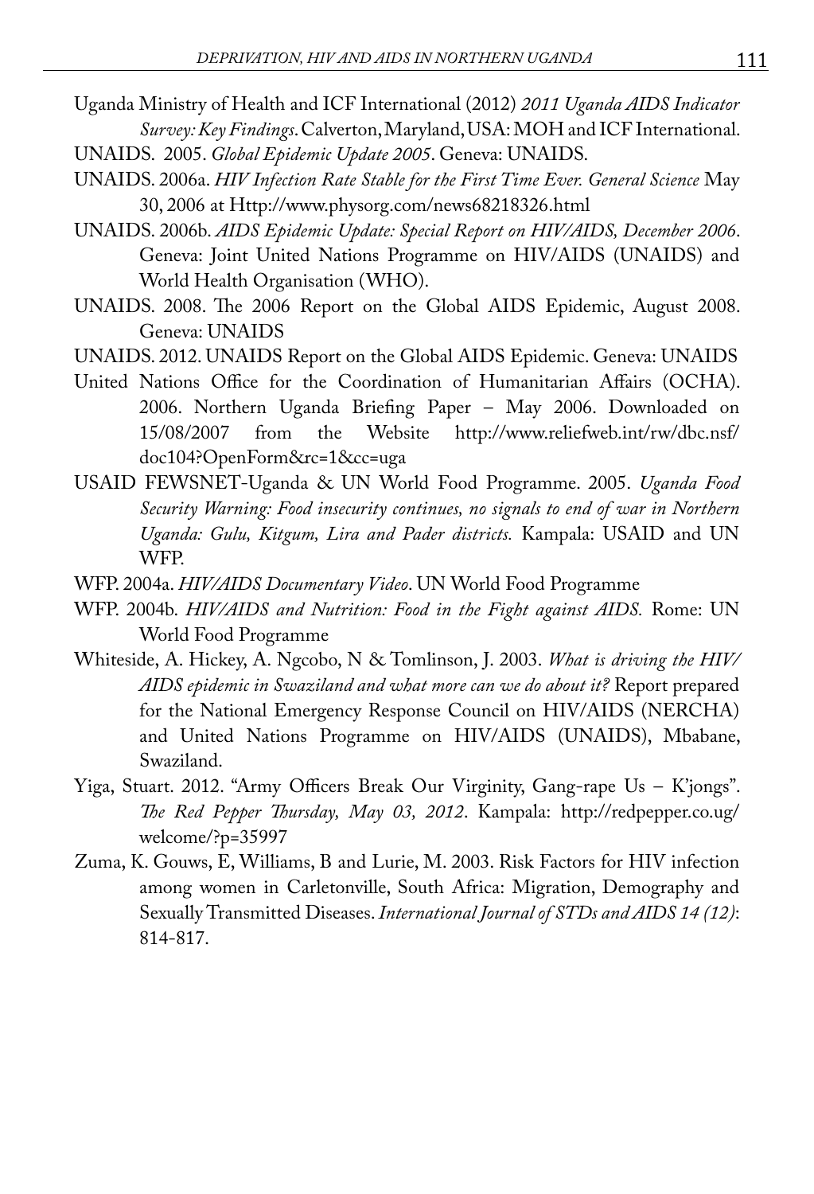Uganda Ministry of Health and ICF International (2012) *2011 Uganda AIDS Indicator Survey: Key Findings*. Calverton, Maryland, USA: MOH and ICF International.

UNAIDS. 2005. *Global Epidemic Update 2005*. Geneva: UNAIDS.

UNAIDS. 2006a. *HIV Infection Rate Stable for the First Time Ever. General Science* May 30, 2006 at Http://www.physorg.com/news68218326.html

UNAIDS. 2006b. *AIDS Epidemic Update: Special Report on HIV/AIDS, December 2006*. Geneva: Joint United Nations Programme on HIV/AIDS (UNAIDS) and World Health Organisation (WHO).

UNAIDS. 2008. The 2006 Report on the Global AIDS Epidemic, August 2008. Geneva: UNAIDS

UNAIDS. 2012. UNAIDS Report on the Global AIDS Epidemic. Geneva: UNAIDS

United Nations Office for the Coordination of Humanitarian Affairs (OCHA). 2006. Northern Uganda Briefing Paper – May 2006. Downloaded on 15/08/2007 from the Website http://www.reliefweb.int/rw/dbc.nsf/doc104?OpenForm&rc=1&cc=uga

USAID FEWSNET-Uganda & UN World Food Programme. 2005. *Uganda Food Security Warning: Food insecurity continues, no signals to end of war in Northern Uganda: Gulu, Kitgum, Lira and Pader districts.* Kampala: USAID and UN WFP.

WFP. 2004a. *HIV/AIDS Documentary Video*. UN World Food Programme

WFP. 2004b. *HIV/AIDS and Nutrition: Food in the Fight against AIDS.* Rome: UN World Food Programme

Whiteside, A. Hickey, A. Ngcobo, N & Tomlinson, J. 2003. *What is driving the HIV/AIDS epidemic in Swaziland and what more can we do about it?* Report prepared for the National Emergency Response Council on HIV/AIDS (NERCHA) and United Nations Programme on HIV/AIDS (UNAIDS), Mbabane, Swaziland.

Yiga, Stuart. 2012. "Army Officers Break Our Virginity, Gang-rape Us – K'jongs". *The Red Pepper Thursday, May 03, 2012*. Kampala: http://redpepper.co.ug/welcome/?p=35997

Zuma, K. Gouws, E, Williams, B and Lurie, M. 2003. Risk Factors for HIV infection among women in Carletonville, South Africa: Migration, Demography and Sexually Transmitted Diseases. *International Journal of STDs and AIDS 14 (12)*: 814-817.